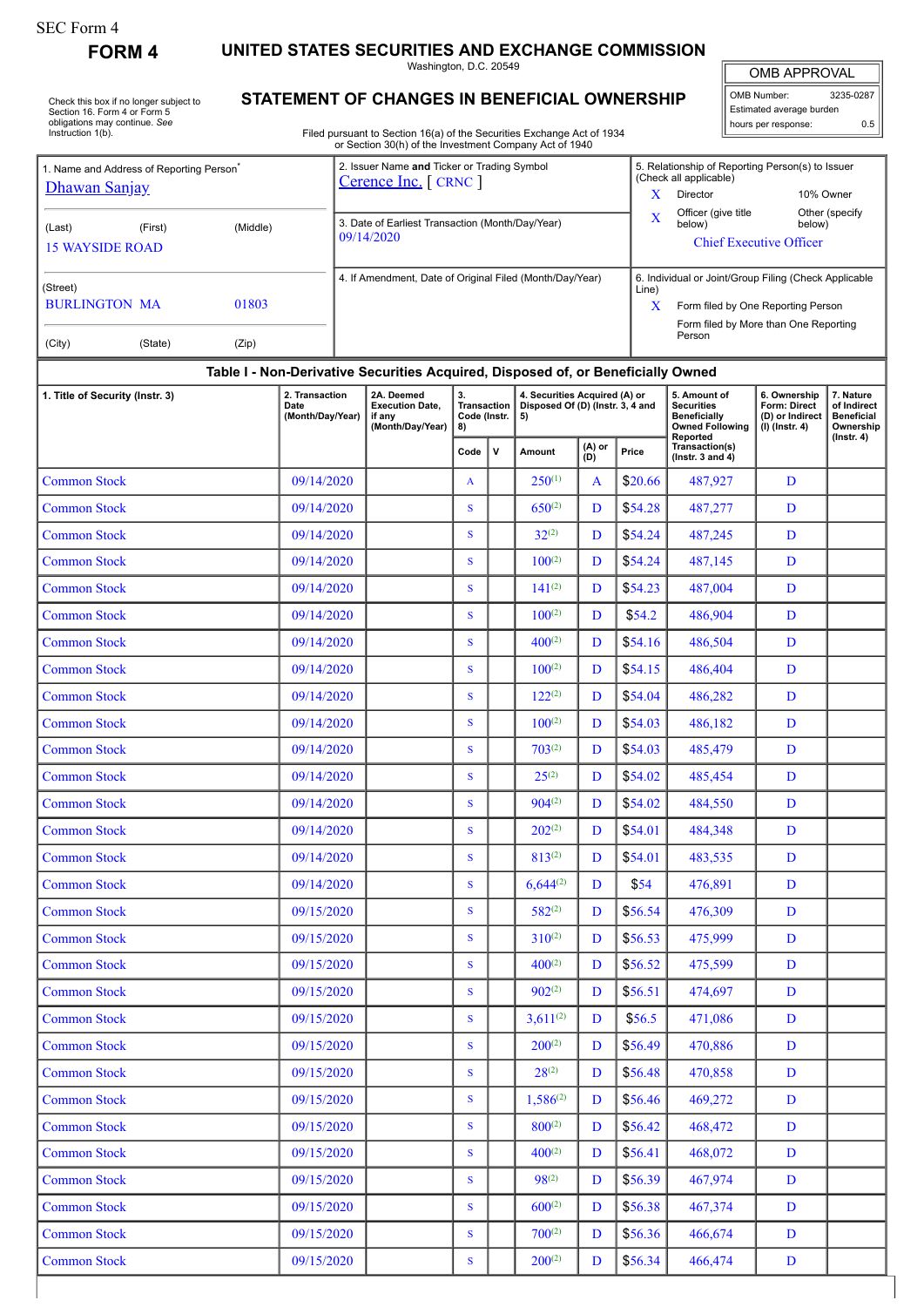SEC Form 4

**FORM 4**

# UNITED STATES SECURITIES AND EXCHANGE COMMISSION

Washington, D.C. 20549

## STATEMENT OF CHANGES IN BENEFICIAL OWNERSHIP

Filed pursuant to Section 16(a) of the Securities Exchange Act of 1934 or Section 30(h) of the Investment Company Act of 1940

Check this box if no longer subject to Section 16. Form 4 or Form 5 obligations may continue. *See* Instruction 1(b).

| OMB APPROVAL | |
|---|---|
| OMB Number: | 3235-0287 |
| Estimated average burden hours per response: | 0.5 |

1. Name and Address of Reporting Person*
Dhawan Sanjay
(Last) (First) (Middle)
15 WAYSIDE ROAD
(Street)
BURLINGTON MA 01803
(City) (State) (Zip)

2. Issuer Name **and** Ticker or Trading Symbol
Cerence Inc. [ CRNC ]

3. Date of Earliest Transaction (Month/Day/Year)
09/14/2020

4. If Amendment, Date of Original Filed (Month/Day/Year)

5. Relationship of Reporting Person(s) to Issuer (Check all applicable)
X Director
10% Owner
X Officer (give title below)
Other (specify below)
Chief Executive Officer

6. Individual or Joint/Group Filing (Check Applicable Line)
X Form filed by One Reporting Person
Form filed by More than One Reporting Person

### Table I - Non-Derivative Securities Acquired, Disposed of, or Beneficially Owned

| 1. Title of Security (Instr. 3) | 2. Transaction Date (Month/Day/Year) | 2A. Deemed Execution Date, if any (Month/Day/Year) | 3. Transaction Code (Instr. 8) | | 4. Securities Acquired (A) or Disposed Of (D) (Instr. 3, 4 and 5) | | | 5. Amount of Securities Beneficially Owned Following Reported Transaction(s) (Instr. 3 and 4) | 6. Ownership Form: Direct (D) or Indirect (I) (Instr. 4) | 7. Nature of Indirect Beneficial Ownership (Instr. 4) |
|---|---|---|---|---|---|---|---|---|---|---|
| | | | Code | V | Amount | (A) or (D) | Price | | | |
| Common Stock | 09/14/2020 | | A | | 250(1) | A | $20.66 | 487,927 | D | |
| Common Stock | 09/14/2020 | | S | | 650(2) | D | $54.28 | 487,277 | D | |
| Common Stock | 09/14/2020 | | S | | 32(2) | D | $54.24 | 487,245 | D | |
| Common Stock | 09/14/2020 | | S | | 100(2) | D | $54.24 | 487,145 | D | |
| Common Stock | 09/14/2020 | | S | | 141(2) | D | $54.23 | 487,004 | D | |
| Common Stock | 09/14/2020 | | S | | 100(2) | D | $54.2 | 486,904 | D | |
| Common Stock | 09/14/2020 | | S | | 400(2) | D | $54.16 | 486,504 | D | |
| Common Stock | 09/14/2020 | | S | | 100(2) | D | $54.15 | 486,404 | D | |
| Common Stock | 09/14/2020 | | S | | 122(2) | D | $54.04 | 486,282 | D | |
| Common Stock | 09/14/2020 | | S | | 100(2) | D | $54.03 | 486,182 | D | |
| Common Stock | 09/14/2020 | | S | | 703(2) | D | $54.03 | 485,479 | D | |
| Common Stock | 09/14/2020 | | S | | 25(2) | D | $54.02 | 485,454 | D | |
| Common Stock | 09/14/2020 | | S | | 904(2) | D | $54.02 | 484,550 | D | |
| Common Stock | 09/14/2020 | | S | | 202(2) | D | $54.01 | 484,348 | D | |
| Common Stock | 09/14/2020 | | S | | 813(2) | D | $54.01 | 483,535 | D | |
| Common Stock | 09/14/2020 | | S | | 6,644(2) | D | $54 | 476,891 | D | |
| Common Stock | 09/15/2020 | | S | | 582(2) | D | $56.54 | 476,309 | D | |
| Common Stock | 09/15/2020 | | S | | 310(2) | D | $56.53 | 475,999 | D | |
| Common Stock | 09/15/2020 | | S | | 400(2) | D | $56.52 | 475,599 | D | |
| Common Stock | 09/15/2020 | | S | | 902(2) | D | $56.51 | 474,697 | D | |
| Common Stock | 09/15/2020 | | S | | 3,611(2) | D | $56.5 | 471,086 | D | |
| Common Stock | 09/15/2020 | | S | | 200(2) | D | $56.49 | 470,886 | D | |
| Common Stock | 09/15/2020 | | S | | 28(2) | D | $56.48 | 470,858 | D | |
| Common Stock | 09/15/2020 | | S | | 1,586(2) | D | $56.46 | 469,272 | D | |
| Common Stock | 09/15/2020 | | S | | 800(2) | D | $56.42 | 468,472 | D | |
| Common Stock | 09/15/2020 | | S | | 400(2) | D | $56.41 | 468,072 | D | |
| Common Stock | 09/15/2020 | | S | | 98(2) | D | $56.39 | 467,974 | D | |
| Common Stock | 09/15/2020 | | S | | 600(2) | D | $56.38 | 467,374 | D | |
| Common Stock | 09/15/2020 | | S | | 700(2) | D | $56.36 | 466,674 | D | |
| Common Stock | 09/15/2020 | | S | | 200(2) | D | $56.34 | 466,474 | D | |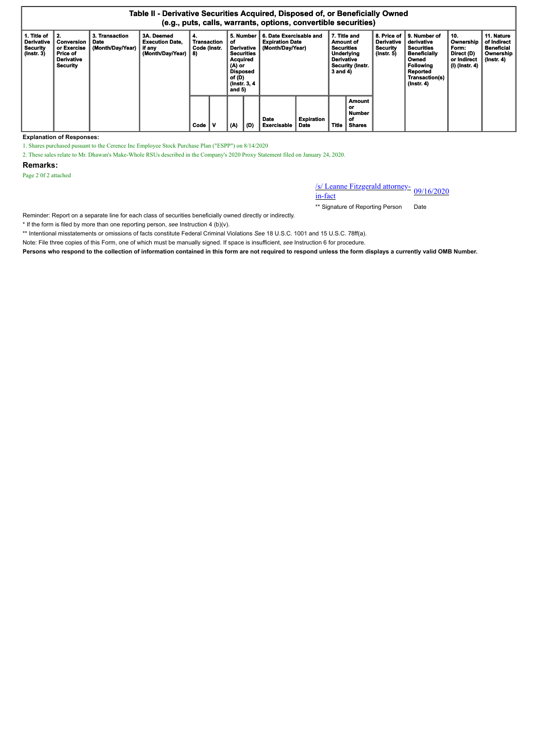## Table II - Derivative Securities Acquired, Disposed of, or Beneficially Owned (e.g., puts, calls, warrants, options, convertible securities)

| 1. Title of Derivative Security (Instr. 3) | 2. Conversion or Exercise Price of Derivative Security | 3. Transaction Date (Month/Day/Year) | 3A. Deemed Execution Date, if any (Month/Day/Year) | 4. Transaction Code (Instr. 8) | | 5. Number of Derivative Securities Acquired (A) or Disposed of (D) (Instr. 3, 4 and 5) | | 6. Date Exercisable and Expiration Date (Month/Day/Year) | | 7. Title and Amount of Securities Underlying Derivative Security (Instr. 3 and 4) | | 8. Price of Derivative Security (Instr. 5) | 9. Number of derivative Securities Beneficially Owned Following Reported Transaction(s) (Instr. 4) | 10. Ownership Form: Direct (D) or Indirect (I) (Instr. 4) | 11. Nature of Indirect Beneficial Ownership (Instr. 4) |
|---|---|---|---|---|---|---|---|---|---|---|---|---|---|---|---|
| | | | | Code | V | (A) | (D) | Date Exercisable | Expiration Date | Title | Amount or Number of Shares | | | | |

**Explanation of Responses:**

1. Shares purchased pusuant to the Cerence Inc Employee Stock Purchase Plan ("ESPP") on 8/14/2020

2. These sales relate to Mr. Dhawan's Make-Whole RSUs described in the Company's 2020 Proxy Statement filed on January 24, 2020.

## Remarks:

Page 2 0f 2 attached

/s/ Leanne Fitzgerald attorney-in-fact 09/16/2020

** Signature of Reporting Person Date

Reminder: Report on a separate line for each class of securities beneficially owned directly or indirectly.

\* If the form is filed by more than one reporting person, *see* Instruction 4 (b)(v).

** Intentional misstatements or omissions of facts constitute Federal Criminal Violations *See* 18 U.S.C. 1001 and 15 U.S.C. 78ff(a).

Note: File three copies of this Form, one of which must be manually signed. If space is insufficient, *see* Instruction 6 for procedure.

**Persons who respond to the collection of information contained in this form are not required to respond unless the form displays a currently valid OMB Number.**